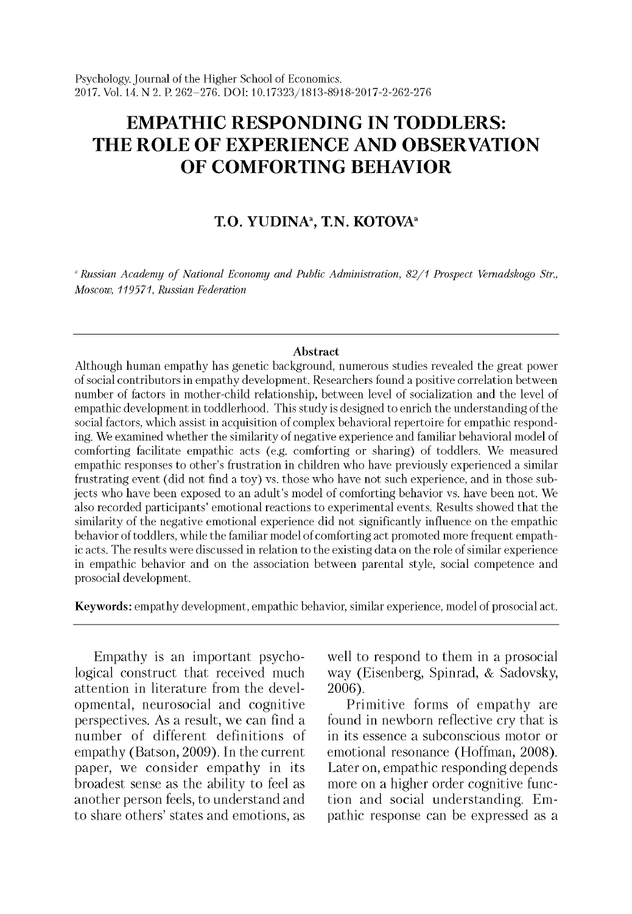# EMPATHIC RESPONDING IN TODDLERS: THE ROLE OF EXPERIENCE AND OBSERVATION OF COMFORTING BEHAVIOR

**T.O. YUDINA[a], T.N. KOTOVA[a]**

[a] *Russian Academy of National Economy and Public Administration, 82/1 Prospect Vernadskogo Str., Moscow, 119571, Russian Federation*

## Abstract

Although human empathy has genetic background, numerous studies revealed the great power of social contributors in empathy development. Researchers found a positive correlation between number of factors in mother-child relationship, between level of socialization and the level of empathic development in toddlerhood. This study is designed to enrich the understanding of the social factors, which assist in acquisition of complex behavioral repertoire for empathic responding. We examined whether the similarity of negative experience and familiar behavioral model of comforting facilitate empathic acts (e.g. comforting or sharing) of toddlers. We measured empathic responses to other's frustration in children who have previously experienced a similar frustrating event (did not find a toy) vs. those who have not such experience, and in those subjects who have been exposed to an adult's model of comforting behavior vs. have been not. We also recorded participants' emotional reactions to experimental events. Results showed that the similarity of the negative emotional experience did not significantly influence on the empathic behavior of toddlers, while the familiar model of comforting act promoted more frequent empathic acts. The results were discussed in relation to the existing data on the role of similar experience in empathic behavior and on the association between parental style, social competence and prosocial development.

**Keywords:** empathy development, empathic behavior, similar experience, model of prosocial act.

Empathy is an important psychological construct that received much attention in literature from the developmental, neurosocial and cognitive perspectives. As a result, we can find a number of different definitions of empathy (Batson, 2009). In the current paper, we consider empathy in its broadest sense as the ability to feel as another person feels, to understand and to share others' states and emotions, as well to respond to them in a prosocial way (Eisenberg, Spinrad, & Sadovsky, 2006).

Primitive forms of empathy are found in newborn reflective cry that is in its essence a subconscious motor or emotional resonance (Hoffman, 2008). Later on, empathic responding depends more on a higher order cognitive function and social understanding. Empathic response can be expressed as a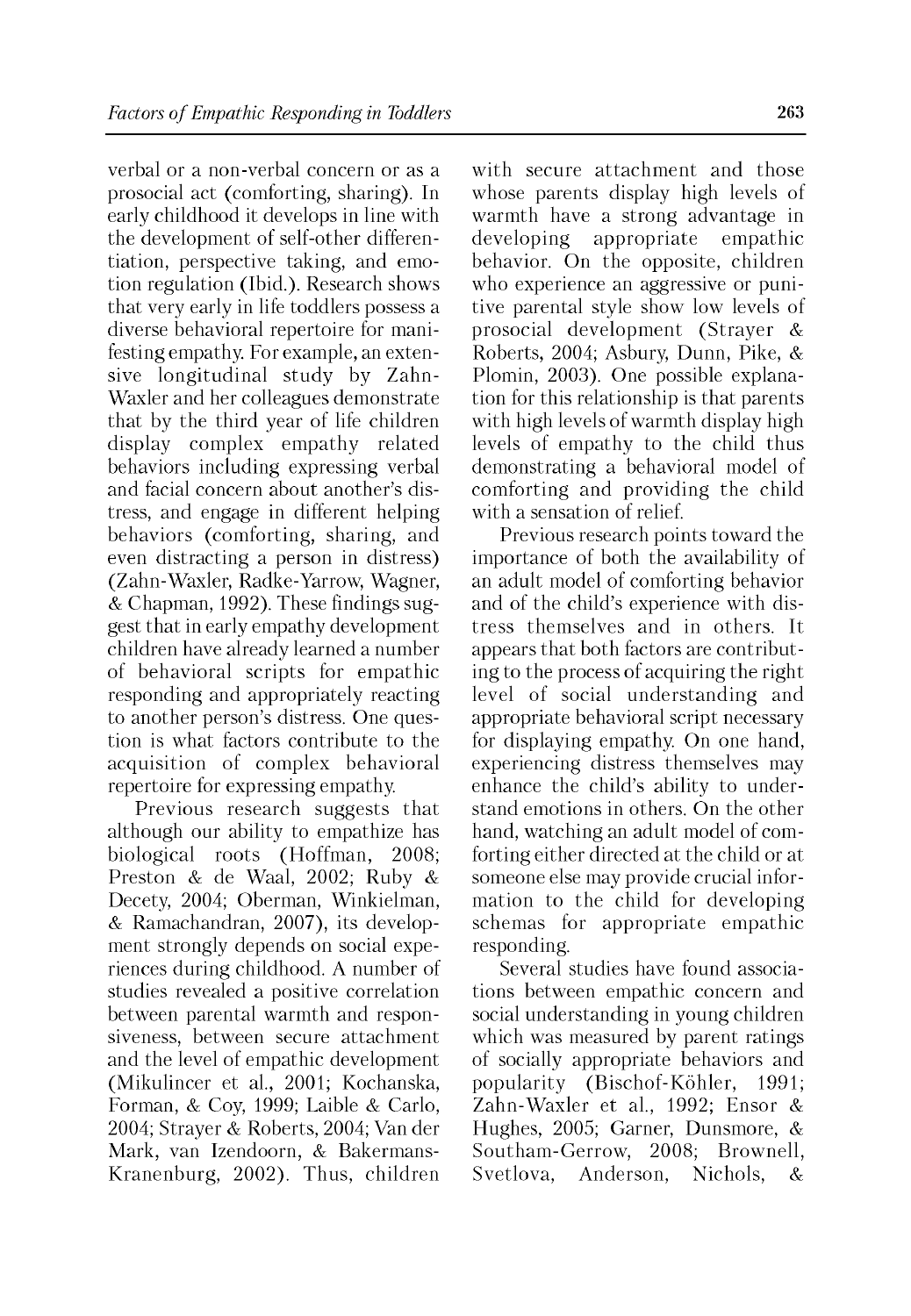verbal or a non-verbal concern or as a prosocial act (comforting, sharing). In early childhood it develops in line with the development of self-other differentiation, perspective taking, and emotion regulation (Ibid.). Research shows that very early in life toddlers possess a diverse behavioral repertoire for manifesting empathy. For example, an extensive longitudinal study by Zahn-Waxler and her colleagues demonstrate that by the third year of life children display complex empathy related behaviors including expressing verbal and facial concern about another's distress, and engage in different helping behaviors (comforting, sharing, and even distracting a person in distress) (Zahn-Waxler, Radke-Yarrow, Wagner, & Chapman, 1992). These findings suggest that in early empathy development children have already learned a number of behavioral scripts for empathic responding and appropriately reacting to another person's distress. One question is what factors contribute to the acquisition of complex behavioral repertoire for expressing empathy.

Previous research suggests that although our ability to empathize has biological roots (Hoffman, 2008; Preston & de Waal, 2002; Ruby & Decety, 2004; Oberman, Winkielman, & Ramachandran, 2007), its development strongly depends on social experiences during childhood. A number of studies revealed a positive correlation between parental warmth and responsiveness, between secure attachment and the level of empathic development (Mikulincer et al., 2001; Kochanska, Forman, & Coy, 1999; Laible & Carlo, 2004; Strayer & Roberts, 2004; Van der Mark, van Izendoorn, & Bakermans-Kranenburg, 2002). Thus, children with secure attachment and those whose parents display high levels of warmth have a strong advantage in developing appropriate empathic behavior. On the opposite, children who experience an aggressive or punitive parental style show low levels of prosocial development (Strayer & Roberts, 2004; Asbury, Dunn, Pike, & Plomin, 2003). One possible explanation for this relationship is that parents with high levels of warmth display high levels of empathy to the child thus demonstrating a behavioral model of comforting and providing the child with a sensation of relief.

Previous research points toward the importance of both the availability of an adult model of comforting behavior and of the child's experience with distress themselves and in others. It appears that both factors are contributing to the process of acquiring the right level of social understanding and appropriate behavioral script necessary for displaying empathy. On one hand, experiencing distress themselves may enhance the child's ability to understand emotions in others. On the other hand, watching an adult model of comforting either directed at the child or at someone else may provide crucial information to the child for developing schemas for appropriate empathic responding.

Several studies have found associations between empathic concern and social understanding in young children which was measured by parent ratings of socially appropriate behaviors and popularity (Bischof-Köhler, 1991; Zahn-Waxler et al., 1992; Ensor & Hughes, 2005; Garner, Dunsmore, & Southam-Gerrow, 2008; Brownell, Svetlova, Anderson, Nichols, &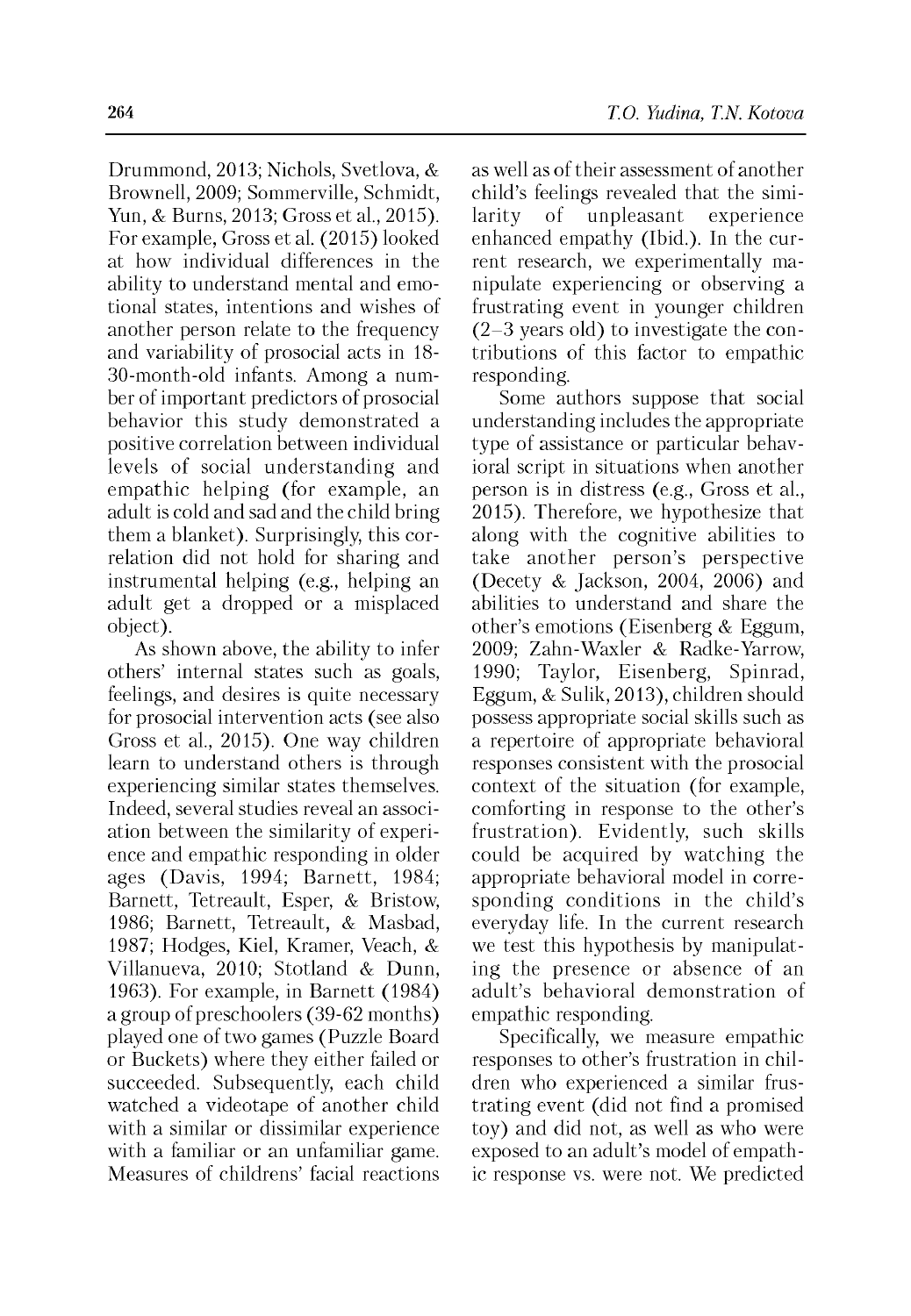Drummond, 2013; Nichols, Svetlova, & Brownell, 2009; Sommerville, Schmidt, Yun, & Burns, 2013; Gross et al., 2015). For example, Gross et al. (2015) looked at how individual differences in the ability to understand mental and emotional states, intentions and wishes of another person relate to the frequency and variability of prosocial acts in 18-30-month-old infants. Among a number of important predictors of prosocial behavior this study demonstrated a positive correlation between individual levels of social understanding and empathic helping (for example, an adult is cold and sad and the child bring them a blanket). Surprisingly, this correlation did not hold for sharing and instrumental helping (e.g., helping an adult get a dropped or a misplaced object).

As shown above, the ability to infer others' internal states such as goals, feelings, and desires is quite necessary for prosocial intervention acts (see also Gross et al., 2015). One way children learn to understand others is through experiencing similar states themselves. Indeed, several studies reveal an association between the similarity of experience and empathic responding in older ages (Davis, 1994; Barnett, 1984; Barnett, Tetreault, Esper, & Bristow, 1986; Barnett, Tetreault, & Masbad, 1987; Hodges, Kiel, Kramer, Veach, & Villanueva, 2010; Stotland & Dunn, 1963). For example, in Barnett (1984) a group of preschoolers (39-62 months) played one of two games (Puzzle Board or Buckets) where they either failed or succeeded. Subsequently, each child watched a videotape of another child with a similar or dissimilar experience with a familiar or an unfamiliar game. Measures of childrens' facial reactions as well as of their assessment of another child's feelings revealed that the similarity of unpleasant experience enhanced empathy (Ibid.). In the current research, we experimentally manipulate experiencing or observing a frustrating event in younger children (2–3 years old) to investigate the contributions of this factor to empathic responding.

Some authors suppose that social understanding includes the appropriate type of assistance or particular behavioral script in situations when another person is in distress (e.g., Gross et al., 2015). Therefore, we hypothesize that along with the cognitive abilities to take another person's perspective (Decety & Jackson, 2004, 2006) and abilities to understand and share the other's emotions (Eisenberg & Eggum, 2009; Zahn-Waxler & Radke-Yarrow, 1990; Taylor, Eisenberg, Spinrad, Eggum, & Sulik, 2013), children should possess appropriate social skills such as a repertoire of appropriate behavioral responses consistent with the prosocial context of the situation (for example, comforting in response to the other's frustration). Evidently, such skills could be acquired by watching the appropriate behavioral model in corresponding conditions in the child's everyday life. In the current research we test this hypothesis by manipulating the presence or absence of an adult's behavioral demonstration of empathic responding.

Specifically, we measure empathic responses to other's frustration in children who experienced a similar frustrating event (did not find a promised toy) and did not, as well as who were exposed to an adult's model of empathic response vs. were not. We predicted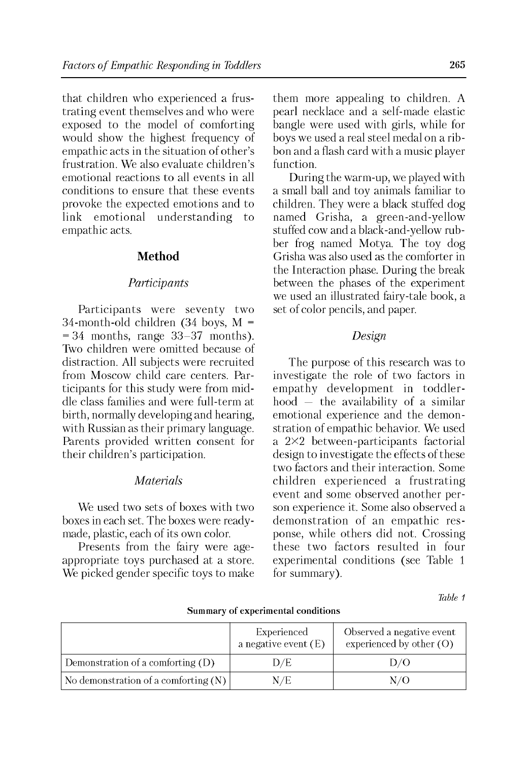that children who experienced a frustrating event themselves and who were exposed to the model of comforting would show the highest frequency of empathic acts in the situation of other's frustration. We also evaluate children's emotional reactions to all events in all conditions to ensure that these events provoke the expected emotions and to link emotional understanding to empathic acts.

## Method

### *Participants*

Participants were seventy two 34-month-old children (34 boys, M = = 34 months, range 33–37 months). Two children were omitted because of distraction. All subjects were recruited from Moscow child care centers. Participants for this study were from middle class families and were full-term at birth, normally developing and hearing, with Russian as their primary language. Parents provided written consent for their children's participation.

### *Materials*

We used two sets of boxes with two boxes in each set. The boxes were ready-made, plastic, each of its own color.

Presents from the fairy were age-appropriate toys purchased at a store. We picked gender specific toys to make them more appealing to children. A pearl necklace and a self-made elastic bangle were used with girls, while for boys we used a real steel medal on a ribbon and a flash card with a music player function.

During the warm-up, we played with a small ball and toy animals familiar to children. They were a black stuffed dog named Grisha, a green-and-yellow stuffed cow and a black-and-yellow rubber frog named Motya. The toy dog Grisha was also used as the comforter in the Interaction phase. During the break between the phases of the experiment we used an illustrated fairy-tale book, a set of color pencils, and paper.

### *Design*

The purpose of this research was to investigate the role of two factors in empathy development in toddlerhood – the availability of a similar emotional experience and the demonstration of empathic behavior. We used a 2×2 between-participants factorial design to investigate the effects of these two factors and their interaction. Some children experienced a frustrating event and some observed another person experience it. Some also observed a demonstration of an empathic response, while others did not. Crossing these two factors resulted in four experimental conditions (see Table 1 for summary).

*Table 1*

**Summary of experimental conditions**

| | Experienced a negative event (E) | Observed a negative event experienced by other (O) |
|---|---|---|
| Demonstration of a comforting (D) | D/E | D/O |
| No demonstration of a comforting (N) | N/E | N/O |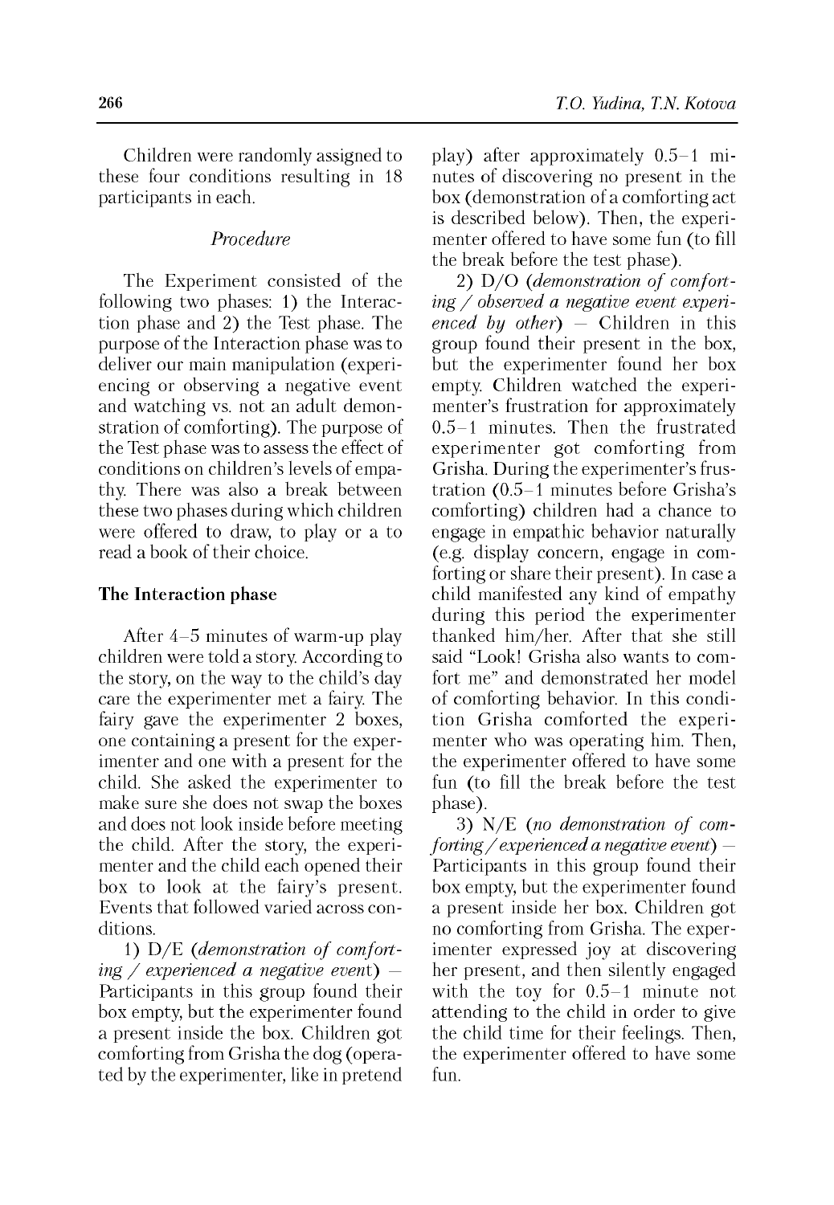Children were randomly assigned to these four conditions resulting in 18 participants in each.

### *Procedure*

The Experiment consisted of the following two phases: 1) the Interaction phase and 2) the Test phase. The purpose of the Interaction phase was to deliver our main manipulation (experiencing or observing a negative event and watching vs. not an adult demonstration of comforting). The purpose of the Test phase was to assess the effect of conditions on children's levels of empathy. There was also a break between these two phases during which children were offered to draw, to play or a to read a book of their choice.

### **The Interaction phase**

After 4–5 minutes of warm-up play children were told a story. According to the story, on the way to the child's day care the experimenter met a fairy. The fairy gave the experimenter 2 boxes, one containing a present for the experimenter and one with a present for the child. She asked the experimenter to make sure she does not swap the boxes and does not look inside before meeting the child. After the story, the experimenter and the child each opened their box to look at the fairy's present. Events that followed varied across conditions.

1) D/E (*demonstration of comforting / experienced a negative event*) – Participants in this group found their box empty, but the experimenter found a present inside the box. Children got comforting from Grisha the dog (operated by the experimenter, like in pretend play) after approximately 0.5–1 minutes of discovering no present in the box (demonstration of a comforting act is described below). Then, the experimenter offered to have some fun (to fill the break before the test phase).

2) D/O (*demonstration of comforting / observed a negative event experienced by other*) – Children in this group found their present in the box, but the experimenter found her box empty. Children watched the experimenter's frustration for approximately 0.5–1 minutes. Then the frustrated experimenter got comforting from Grisha. During the experimenter's frustration (0.5–1 minutes before Grisha's comforting) children had a chance to engage in empathic behavior naturally (e.g. display concern, engage in comforting or share their present). In case a child manifested any kind of empathy during this period the experimenter thanked him/her. After that she still said "Look! Grisha also wants to comfort me" and demonstrated her model of comforting behavior. In this condition Grisha comforted the experimenter who was operating him. Then, the experimenter offered to have some fun (to fill the break before the test phase).

3) N/E (*no demonstration of comforting / experienced a negative event*) – Participants in this group found their box empty, but the experimenter found a present inside her box. Children got no comforting from Grisha. The experimenter expressed joy at discovering her present, and then silently engaged with the toy for 0.5–1 minute not attending to the child in order to give the child time for their feelings. Then, the experimenter offered to have some fun.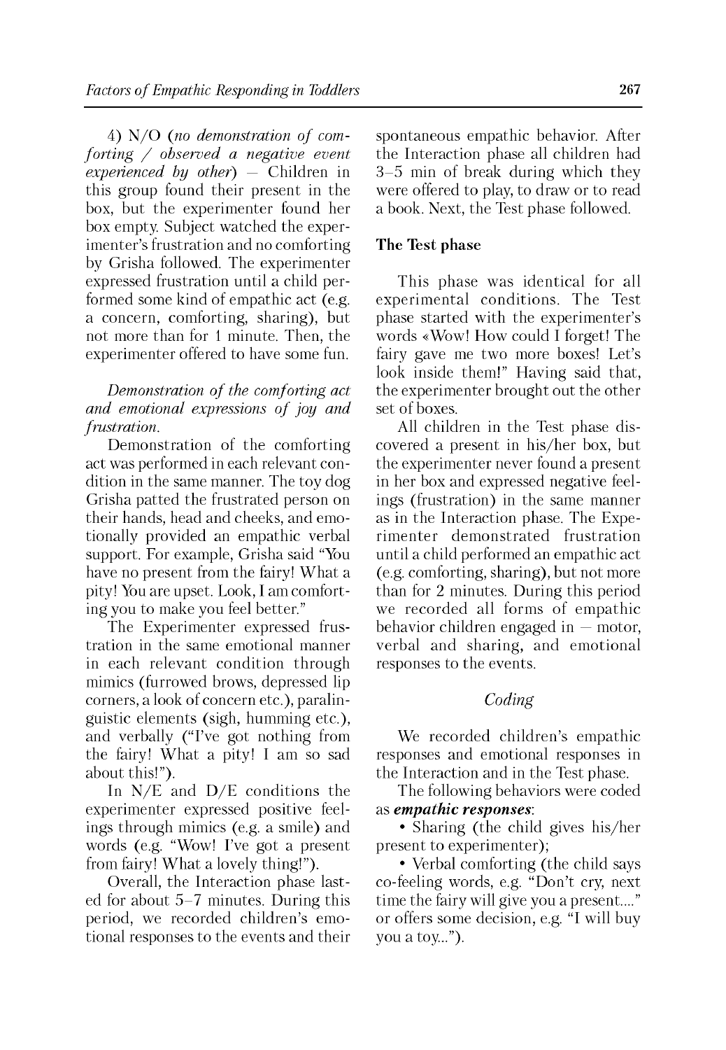4) N/O (*no demonstration of comforting / observed a negative event experienced by other*) — Children in this group found their present in the box, but the experimenter found her box empty. Subject watched the experimenter's frustration and no comforting by Grisha followed. The experimenter expressed frustration until a child performed some kind of empathic act (e.g. a concern, comforting, sharing), but not more than for 1 minute. Then, the experimenter offered to have some fun.

*Demonstration of the comforting act and emotional expressions of joy and frustration.*

Demonstration of the comforting act was performed in each relevant condition in the same manner. The toy dog Grisha patted the frustrated person on their hands, head and cheeks, and emotionally provided an empathic verbal support. For example, Grisha said "You have no present from the fairy! What a pity! You are upset. Look, I am comforting you to make you feel better."

The Experimenter expressed frustration in the same emotional manner in each relevant condition through mimics (furrowed brows, depressed lip corners, a look of concern etc.), paralinguistic elements (sigh, humming etc.), and verbally ("I've got nothing from the fairy! What a pity! I am so sad about this!").

In N/E and D/E conditions the experimenter expressed positive feelings through mimics (e.g. a smile) and words (e.g. "Wow! I've got a present from fairy! What a lovely thing!").

Overall, the Interaction phase lasted for about 5–7 minutes. During this period, we recorded children's emotional responses to the events and their spontaneous empathic behavior. After the Interaction phase all children had 3–5 min of break during which they were offered to play, to draw or to read a book. Next, the Test phase followed.

### The Test phase

This phase was identical for all experimental conditions. The Test phase started with the experimenter's words «Wow! How could I forget! The fairy gave me two more boxes! Let's look inside them!" Having said that, the experimenter brought out the other set of boxes.

All children in the Test phase discovered a present in his/her box, but the experimenter never found a present in her box and expressed negative feelings (frustration) in the same manner as in the Interaction phase. The Experimenter demonstrated frustration until a child performed an empathic act (e.g. comforting, sharing), but not more than for 2 minutes. During this period we recorded all forms of empathic behavior children engaged in — motor, verbal and sharing, and emotional responses to the events.

#### *Coding*

We recorded children's empathic responses and emotional responses in the Interaction and in the Test phase.

The following behaviors were coded as ***empathic responses***:

- Sharing (the child gives his/her present to experimenter);
- Verbal comforting (the child says co-feeling words, e.g. "Don't cry, next time the fairy will give you a present...." or offers some decision, e.g. "I will buy you a toy...").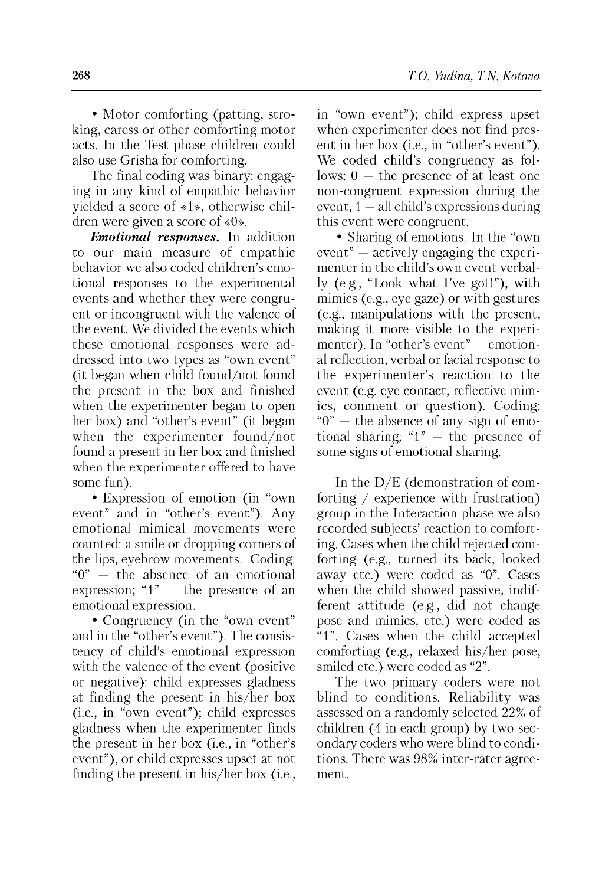• Motor comforting (patting, stroking, caress or other comforting motor acts. In the Test phase children could also use Grisha for comforting.

The final coding was binary: engaging in any kind of empathic behavior yielded a score of «1», otherwise children were given a score of «0».

***Emotional responses.*** In addition to our main measure of empathic behavior we also coded children's emotional responses to the experimental events and whether they were congruent or incongruent with the valence of the event. We divided the events which these emotional responses were addressed into two types as "own event" (it began when child found/not found the present in the box and finished when the experimenter began to open her box) and "other's event" (it began when the experimenter found/not found a present in her box and finished when the experimenter offered to have some fun).

• Expression of emotion (in "own event" and in "other's event"). Any emotional mimical movements were counted: a smile or dropping corners of the lips, eyebrow movements. Coding: "0" – the absence of an emotional expression; "1" – the presence of an emotional expression.

• Congruency (in the "own event" and in the "other's event"). The consistency of child's emotional expression with the valence of the event (positive or negative): child expresses gladness at finding the present in his/her box (i.e., in "own event"); child expresses gladness when the experimenter finds the present in her box (i.e., in "other's event"), or child expresses upset at not finding the present in his/her box (i.e., in "own event"); child express upset when experimenter does not find present in her box (i.e., in "other's event"). We coded child's congruency as follows: 0 – the presence of at least one non-congruent expression during the event, 1 – all child's expressions during this event were congruent.

• Sharing of emotions. In the "own event" – actively engaging the experimenter in the child's own event verbally (e.g., "Look what I've got!"), with mimics (e.g., eye gaze) or with gestures (e.g., manipulations with the present, making it more visible to the experimenter). In "other's event" – emotional reflection, verbal or facial response to the experimenter's reaction to the event (e.g. eye contact, reflective mimics, comment or question). Coding: "0" – the absence of any sign of emotional sharing; "1" – the presence of some signs of emotional sharing.

In the D/E (demonstration of comforting / experience with frustration) group in the Interaction phase we also recorded subjects' reaction to comforting. Cases when the child rejected comforting (e.g., turned its back, looked away etc.) were coded as "0". Cases when the child showed passive, indifferent attitude (e.g., did not change pose and mimics, etc.) were coded as "1". Cases when the child accepted comforting (e.g., relaxed his/her pose, smiled etc.) were coded as "2".

The two primary coders were not blind to conditions. Reliability was assessed on a randomly selected 22% of children (4 in each group) by two secondary coders who were blind to conditions. There was 98% inter-rater agreement.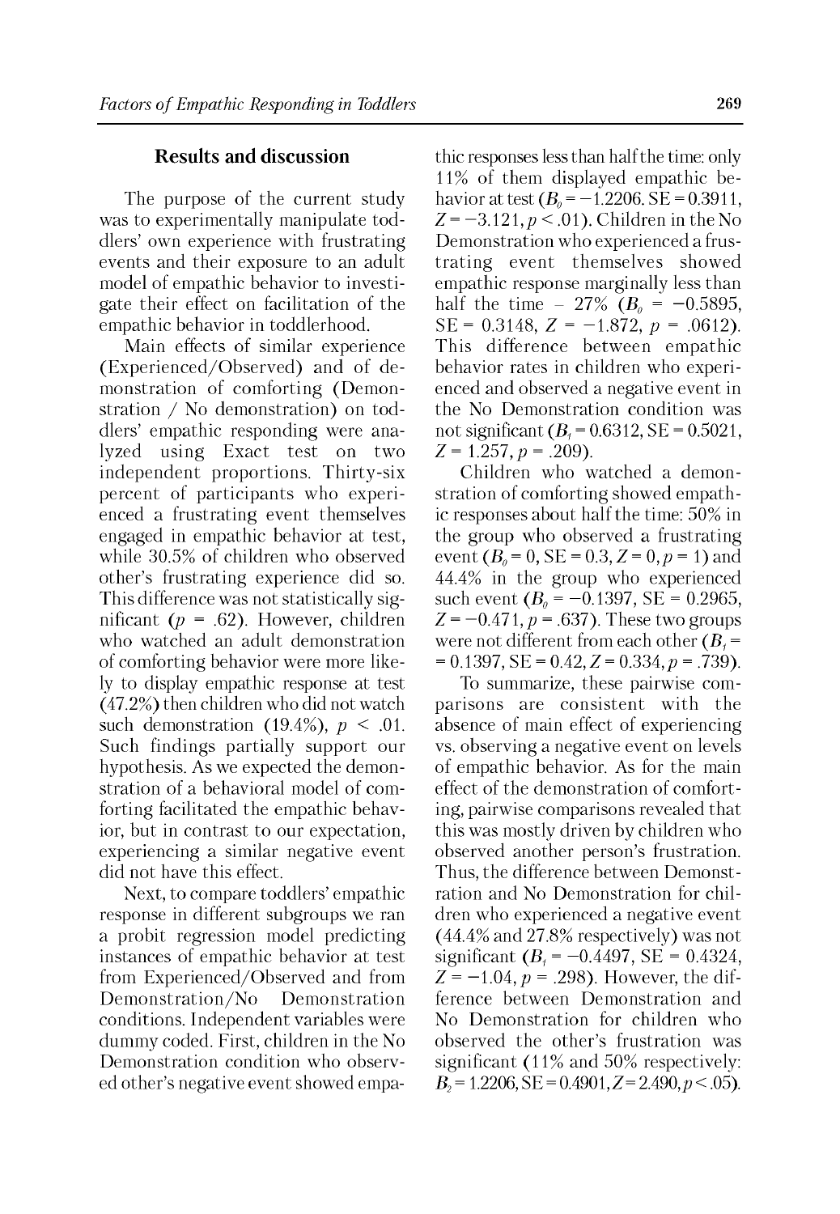## Results and discussion

The purpose of the current study was to experimentally manipulate toddlers' own experience with frustrating events and their exposure to an adult model of empathic behavior to investigate their effect on facilitation of the empathic behavior in toddlerhood.

Main effects of similar experience (Experienced/Observed) and of demonstration of comforting (Demonstration / No demonstration) on toddlers' empathic responding were analyzed using Exact test on two independent proportions. Thirty-six percent of participants who experienced a frustrating event themselves engaged in empathic behavior at test, while 30.5% of children who observed other's frustrating experience did so. This difference was not statistically significant ($p$ = .62). However, children who watched an adult demonstration of comforting behavior were more likely to display empathic response at test (47.2%) then children who did not watch such demonstration (19.4%), $p < .01$. Such findings partially support our hypothesis. As we expected the demonstration of a behavioral model of comforting facilitated the empathic behavior, but in contrast to our expectation, experiencing a similar negative event did not have this effect.

Next, to compare toddlers' empathic response in different subgroups we ran a probit regression model predicting instances of empathic behavior at test from Experienced/Observed and from Demonstration/No Demonstration conditions. Independent variables were dummy coded. First, children in the No Demonstration condition who observed other's negative event showed empathic responses less than half the time: only 11% of them displayed empathic behavior at test ($B_0 = -1.2206$, SE = 0.3911, $Z = -3.121$, $p < .01$). Children in the No Demonstration who experienced a frustrating event themselves showed empathic response marginally less than half the time – 27% ($B_0 = -0.5895$, SE = 0.3148, $Z = -1.872$, $p = .0612$). This difference between empathic behavior rates in children who experienced and observed a negative event in the No Demonstration condition was not significant ($B_1 = 0.6312$, SE = 0.5021, $Z = 1.257$, $p = .209$).

Children who watched a demonstration of comforting showed empathic responses about half the time: 50% in the group who observed a frustrating event ($B_0 = 0$, SE = 0.3, $Z = 0$, $p = 1$) and 44.4% in the group who experienced such event ($B_0 = -0.1397$, SE = 0.2965, $Z = -0.471$, $p = .637$). These two groups were not different from each other ($B_1 = 0.1397$, SE = 0.42, $Z = 0.334$, $p = .739$).

To summarize, these pairwise comparisons are consistent with the absence of main effect of experiencing vs. observing a negative event on levels of empathic behavior. As for the main effect of the demonstration of comforting, pairwise comparisons revealed that this was mostly driven by children who observed another person's frustration. Thus, the difference between Demonstration and No Demonstration for children who experienced a negative event (44.4% and 27.8% respectively) was not significant ($B_1 = -0.4497$, SE = 0.4324, $Z = -1.04$, $p = .298$). However, the difference between Demonstration and No Demonstration for children who observed the other's frustration was significant (11% and 50% respectively: $B_2 = 1.2206$, SE = 0.4901, $Z = 2.490$, $p < .05$).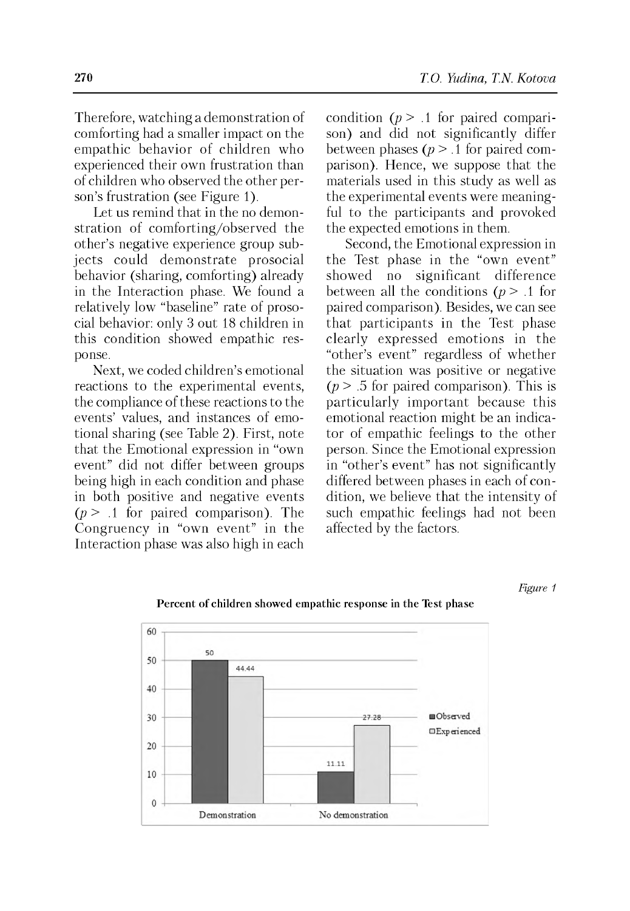Therefore, watching a demonstration of comforting had a smaller impact on the empathic behavior of children who experienced their own frustration than of children who observed the other person's frustration (see Figure 1).

Let us remind that in the no demonstration of comforting/observed the other's negative experience group subjects could demonstrate prosocial behavior (sharing, comforting) already in the Interaction phase. We found a relatively low "baseline" rate of prosocial behavior: only 3 out 18 children in this condition showed empathic response.

Next, we coded children's emotional reactions to the experimental events, the compliance of these reactions to the events' values, and instances of emotional sharing (see Table 2). First, note that the Emotional expression in "own event" did not differ between groups being high in each condition and phase in both positive and negative events ($p > .1$ for paired comparison). The Congruency in "own event" in the Interaction phase was also high in each condition ($p > .1$ for paired comparison) and did not significantly differ between phases ($p > .1$ for paired comparison). Hence, we suppose that the materials used in this study as well as the experimental events were meaningful to the participants and provoked the expected emotions in them.

Second, the Emotional expression in the Test phase in the "own event" showed no significant difference between all the conditions ($p > .1$ for paired comparison). Besides, we can see that participants in the Test phase clearly expressed emotions in the "other's event" regardless of whether the situation was positive or negative ($p > .5$ for paired comparison). This is particularly important because this emotional reaction might be an indicator of empathic feelings to the other person. Since the Emotional expression in "other's event" has not significantly differed between phases in each of condition, we believe that the intensity of such empathic feelings had not been affected by the factors.

*Figure 1*

**Percent of children showed empathic response in the Test phase**

| | Observed | Experienced |
|---|---|---|
| Demonstration | 50 | 44.44 |
| No demonstration | 11.11 | 27.28 |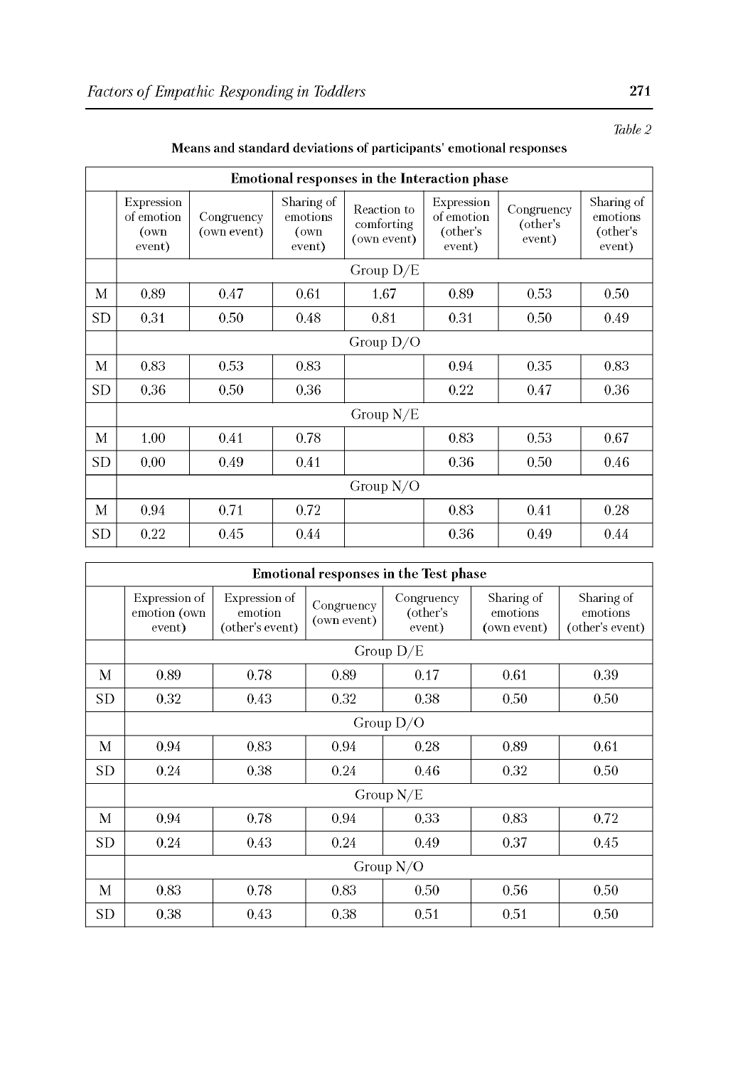*Table 2*

**Means and standard deviations of participants' emotional responses**

| **Emotional responses in the Interaction phase** | | | | | | | |
|---|---|---|---|---|---|---|---|
| | Expression of emotion (own event) | Congruency (own event) | Sharing of emotions (own event) | Reaction to comforting (own event) | Expression of emotion (other's event) | Congruency (other's event) | Sharing of emotions (other's event) |
| | Group D/E | | | | | | |
| M | 0.89 | 0.47 | 0.61 | 1.67 | 0.89 | 0.53 | 0.50 |
| SD | 0.31 | 0.50 | 0.48 | 0.81 | 0.31 | 0.50 | 0.49 |
| | Group D/O | | | | | | |
| M | 0.83 | 0.53 | 0.83 | | 0.94 | 0.35 | 0.83 |
| SD | 0.36 | 0.50 | 0.36 | | 0.22 | 0.47 | 0.36 |
| | Group N/E | | | | | | |
| M | 1.00 | 0.41 | 0.78 | | 0.83 | 0.53 | 0.67 |
| SD | 0.00 | 0.49 | 0.41 | | 0.36 | 0.50 | 0.46 |
| | Group N/O | | | | | | |
| M | 0.94 | 0.71 | 0.72 | | 0.83 | 0.41 | 0.28 |
| SD | 0.22 | 0.45 | 0.44 | | 0.36 | 0.49 | 0.44 |

| **Emotional responses in the Test phase** | | | | | | |
|---|---|---|---|---|---|---|
| | Expression of emotion (own event) | Expression of emotion (other's event) | Congruency (own event) | Congruency (other's event) | Sharing of emotions (own event) | Sharing of emotions (other's event) |
| | Group D/E | | | | | |
| M | 0.89 | 0.78 | 0.89 | 0.17 | 0.61 | 0.39 |
| SD | 0.32 | 0.43 | 0.32 | 0.38 | 0.50 | 0.50 |
| | Group D/O | | | | | |
| M | 0.94 | 0.83 | 0.94 | 0.28 | 0.89 | 0.61 |
| SD | 0.24 | 0.38 | 0.24 | 0.46 | 0.32 | 0.50 |
| | Group N/E | | | | | |
| M | 0.94 | 0.78 | 0.94 | 0.33 | 0.83 | 0.72 |
| SD | 0.24 | 0.43 | 0.24 | 0.49 | 0.37 | 0.45 |
| | Group N/O | | | | | |
| M | 0.83 | 0.78 | 0.83 | 0.50 | 0.56 | 0.50 |
| SD | 0.38 | 0.43 | 0.38 | 0.51 | 0.51 | 0.50 |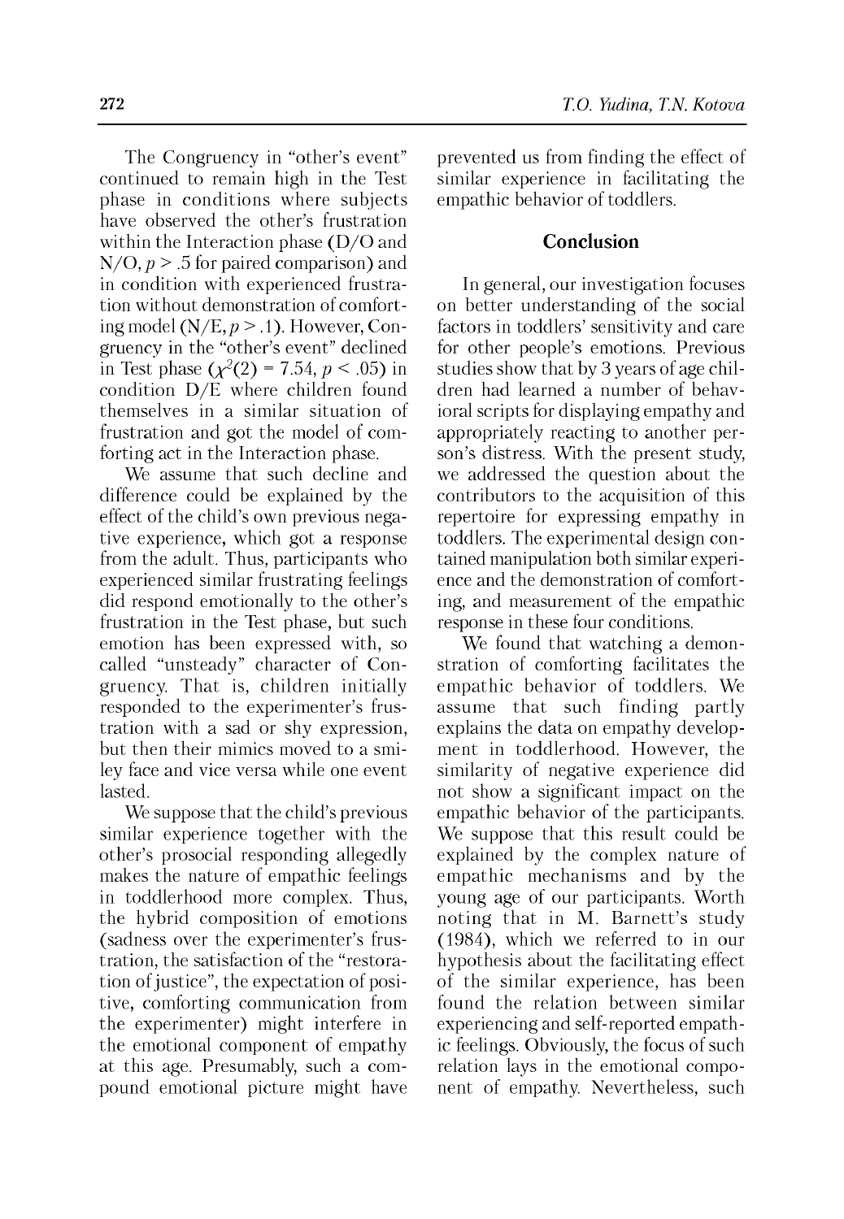The Congruency in "other's event" continued to remain high in the Test phase in conditions where subjects have observed the other's frustration within the Interaction phase (D/O and N/O, $p > .5$ for paired comparison) and in condition with experienced frustration without demonstration of comforting model (N/E, $p > .1$). However, Congruency in the "other's event" declined in Test phase ($\chi^2(2) = 7.54$, $p < .05$) in condition D/E where children found themselves in a similar situation of frustration and got the model of comforting act in the Interaction phase.

We assume that such decline and difference could be explained by the effect of the child's own previous negative experience, which got a response from the adult. Thus, participants who experienced similar frustrating feelings did respond emotionally to the other's frustration in the Test phase, but such emotion has been expressed with, so called "unsteady" character of Congruency. That is, children initially responded to the experimenter's frustration with a sad or shy expression, but then their mimics moved to a smiley face and vice versa while one event lasted.

We suppose that the child's previous similar experience together with the other's prosocial responding allegedly makes the nature of empathic feelings in toddlerhood more complex. Thus, the hybrid composition of emotions (sadness over the experimenter's frustration, the satisfaction of the "restoration of justice", the expectation of positive, comforting communication from the experimenter) might interfere in the emotional component of empathy at this age. Presumably, such a compound emotional picture might have prevented us from finding the effect of similar experience in facilitating the empathic behavior of toddlers.

## Conclusion

In general, our investigation focuses on better understanding of the social factors in toddlers' sensitivity and care for other people's emotions. Previous studies show that by 3 years of age children had learned a number of behavioral scripts for displaying empathy and appropriately reacting to another person's distress. With the present study, we addressed the question about the contributors to the acquisition of this repertoire for expressing empathy in toddlers. The experimental design contained manipulation both similar experience and the demonstration of comforting, and measurement of the empathic response in these four conditions.

We found that watching a demonstration of comforting facilitates the empathic behavior of toddlers. We assume that such finding partly explains the data on empathy development in toddlerhood. However, the similarity of negative experience did not show a significant impact on the empathic behavior of the participants. We suppose that this result could be explained by the complex nature of empathic mechanisms and by the young age of our participants. Worth noting that in M. Barnett's study (1984), which we referred to in our hypothesis about the facilitating effect of the similar experience, has been found the relation between similar experiencing and self-reported empathic feelings. Obviously, the focus of such relation lays in the emotional component of empathy. Nevertheless, such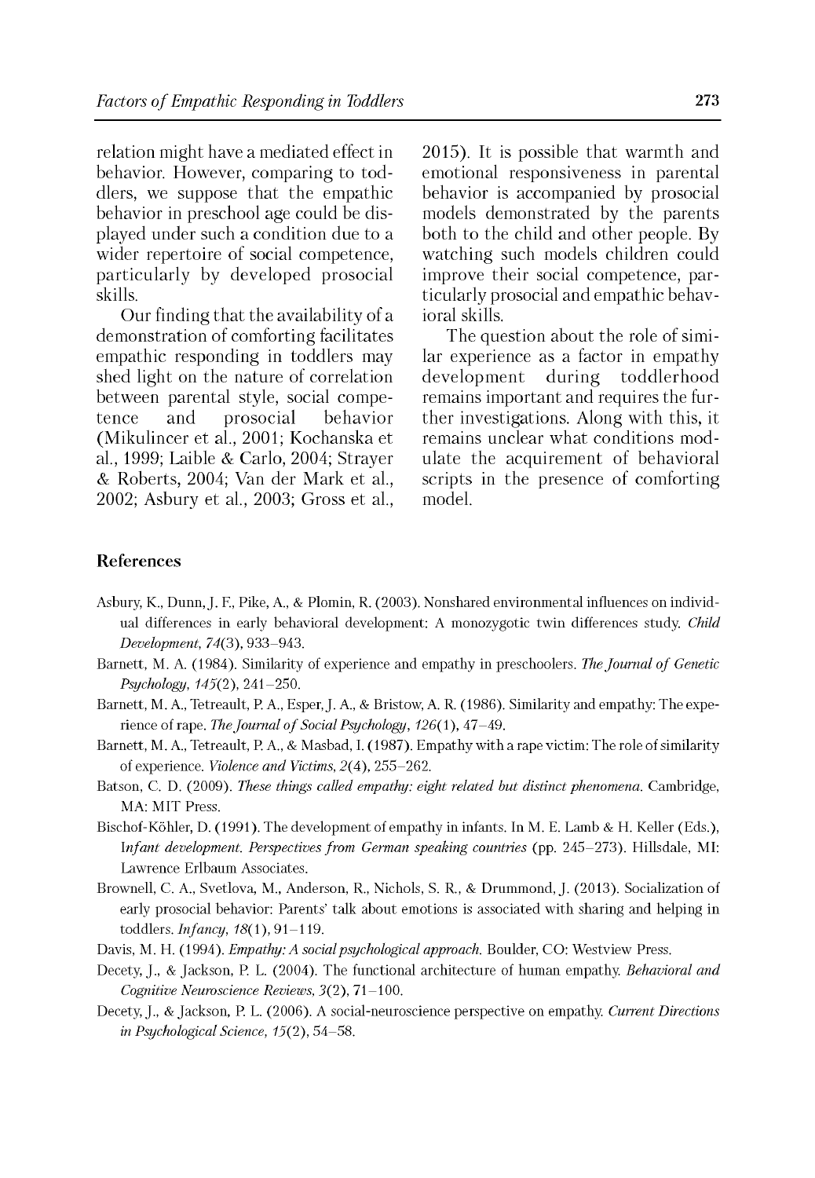relation might have a mediated effect in behavior. However, comparing to toddlers, we suppose that the empathic behavior in preschool age could be displayed under such a condition due to a wider repertoire of social competence, particularly by developed prosocial skills.

Our finding that the availability of a demonstration of comforting facilitates empathic responding in toddlers may shed light on the nature of correlation between parental style, social competence and prosocial behavior (Mikulincer et al., 2001; Kochanska et al., 1999; Laible & Carlo, 2004; Strayer & Roberts, 2004; Van der Mark et al., 2002; Asbury et al., 2003; Gross et al., 2015). It is possible that warmth and emotional responsiveness in parental behavior is accompanied by prosocial models demonstrated by the parents both to the child and other people. By watching such models children could improve their social competence, particularly prosocial and empathic behavioral skills.

The question about the role of similar experience as a factor in empathy development during toddlerhood remains important and requires the further investigations. Along with this, it remains unclear what conditions modulate the acquirement of behavioral scripts in the presence of comforting model.

## References

Asbury, K., Dunn, J. F., Pike, A., & Plomin, R. (2003). Nonshared environmental influences on individual differences in early behavioral development: A monozygotic twin differences study. *Child Development, 74*(3), 933–943.

Barnett, M. A. (1984). Similarity of experience and empathy in preschoolers. *The Journal of Genetic Psychology, 145*(2), 241–250.

Barnett, M. A., Tetreault, P. A., Esper, J. A., & Bristow, A. R. (1986). Similarity and empathy: The experience of rape. *The Journal of Social Psychology, 126*(1), 47–49.

Barnett, M. A., Tetreault, P. A., & Masbad, I. (1987). Empathy with a rape victim: The role of similarity of experience. *Violence and Victims, 2*(4), 255–262.

Batson, C. D. (2009). *These things called empathy: eight related but distinct phenomena.* Cambridge, MA: MIT Press.

Bischof-Köhler, D. (1991). The development of empathy in infants. In M. E. Lamb & H. Keller (Eds.), *Infant development. Perspectives from German speaking countries* (pp. 245–273). Hillsdale, MI: Lawrence Erlbaum Associates.

Brownell, C. A., Svetlova, M., Anderson, R., Nichols, S. R., & Drummond, J. (2013). Socialization of early prosocial behavior: Parents' talk about emotions is associated with sharing and helping in toddlers. *Infancy, 18*(1), 91–119.

Davis, M. H. (1994). *Empathy: A social psychological approach.* Boulder, CO: Westview Press.

Decety, J., & Jackson, P. L. (2004). The functional architecture of human empathy. *Behavioral and Cognitive Neuroscience Reviews, 3*(2), 71–100.

Decety, J., & Jackson, P. L. (2006). A social-neuroscience perspective on empathy. *Current Directions in Psychological Science, 15*(2), 54–58.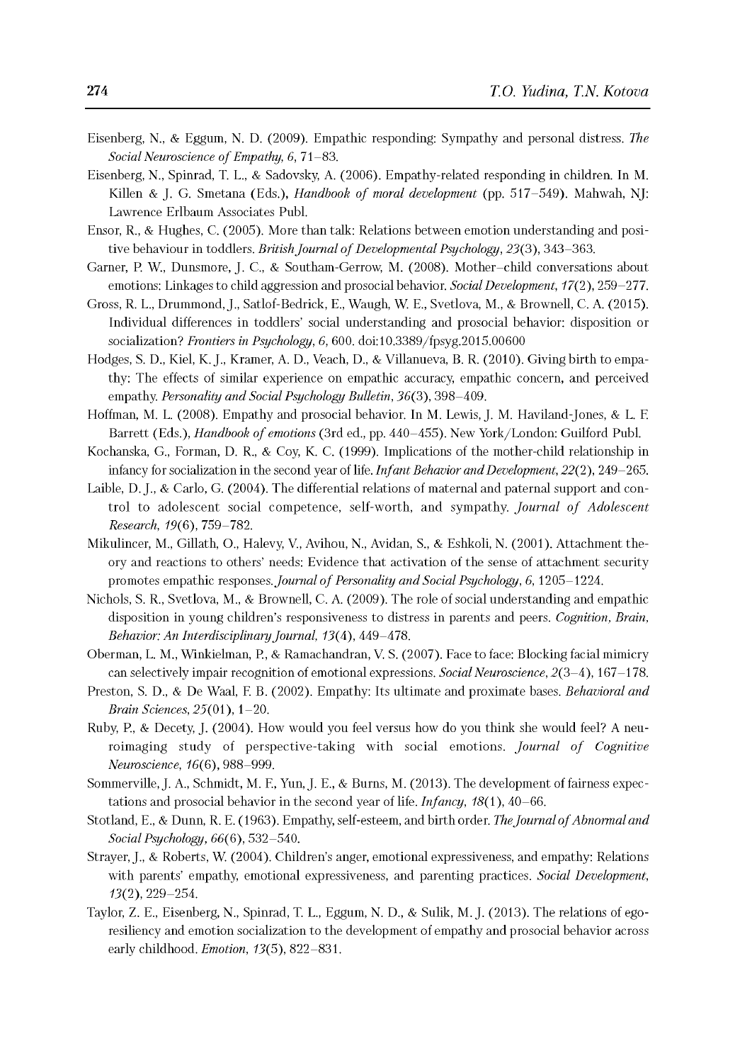Eisenberg, N., & Eggum, N. D. (2009). Empathic responding: Sympathy and personal distress. *The Social Neuroscience of Empathy, 6*, 71–83.

Eisenberg, N., Spinrad, T. L., & Sadovsky, A. (2006). Empathy-related responding in children. In M. Killen & J. G. Smetana (Eds.), *Handbook of moral development* (pp. 517–549). Mahwah, NJ: Lawrence Erlbaum Associates Publ.

Ensor, R., & Hughes, C. (2005). More than talk: Relations between emotion understanding and positive behaviour in toddlers. *British Journal of Developmental Psychology, 23*(3), 343–363.

Garner, P. W., Dunsmore, J. C., & Southam-Gerrow, M. (2008). Mother–child conversations about emotions: Linkages to child aggression and prosocial behavior. *Social Development, 17*(2), 259–277.

Gross, R. L., Drummond, J., Satlof-Bedrick, E., Waugh, W. E., Svetlova, M., & Brownell, C. A. (2015). Individual differences in toddlers' social understanding and prosocial behavior: disposition or socialization? *Frontiers in Psychology, 6*, 600. doi:10.3389/fpsyg.2015.00600

Hodges, S. D., Kiel, K. J., Kramer, A. D., Veach, D., & Villanueva, B. R. (2010). Giving birth to empathy: The effects of similar experience on empathic accuracy, empathic concern, and perceived empathy. *Personality and Social Psychology Bulletin, 36*(3), 398–409.

Hoffman, M. L. (2008). Empathy and prosocial behavior. In M. Lewis, J. M. Haviland-Jones, & L. F. Barrett (Eds.), *Handbook of emotions* (3rd ed., pp. 440–455). New York/London: Guilford Publ.

Kochanska, G., Forman, D. R., & Coy, K. C. (1999). Implications of the mother-child relationship in infancy for socialization in the second year of life. *Infant Behavior and Development, 22*(2), 249–265.

Laible, D. J., & Carlo, G. (2004). The differential relations of maternal and paternal support and control to adolescent social competence, self-worth, and sympathy. *Journal of Adolescent Research, 19*(6), 759–782.

Mikulincer, M., Gillath, O., Halevy, V., Avihou, N., Avidan, S., & Eshkoli, N. (2001). Attachment theory and reactions to others' needs: Evidence that activation of the sense of attachment security promotes empathic responses. *Journal of Personality and Social Psychology, 6*, 1205–1224.

Nichols, S. R., Svetlova, M., & Brownell, C. A. (2009). The role of social understanding and empathic disposition in young children's responsiveness to distress in parents and peers. *Cognition, Brain, Behavior: An Interdisciplinary Journal, 13*(4), 449–478.

Oberman, L. M., Winkielman, P., & Ramachandran, V. S. (2007). Face to face: Blocking facial mimicry can selectively impair recognition of emotional expressions. *Social Neuroscience, 2*(3–4), 167–178.

Preston, S. D., & De Waal, F. B. (2002). Empathy: Its ultimate and proximate bases. *Behavioral and Brain Sciences, 25*(01), 1–20.

Ruby, P., & Decety, J. (2004). How would you feel versus how do you think she would feel? A neuroimaging study of perspective-taking with social emotions. *Journal of Cognitive Neuroscience, 16*(6), 988–999.

Sommerville, J. A., Schmidt, M. F., Yun, J. E., & Burns, M. (2013). The development of fairness expectations and prosocial behavior in the second year of life. *Infancy, 18*(1), 40–66.

Stotland, E., & Dunn, R. E. (1963). Empathy, self-esteem, and birth order. *The Journal of Abnormal and Social Psychology, 66*(6), 532–540.

Strayer, J., & Roberts, W. (2004). Children's anger, emotional expressiveness, and empathy: Relations with parents' empathy, emotional expressiveness, and parenting practices. *Social Development, 13*(2), 229–254.

Taylor, Z. E., Eisenberg, N., Spinrad, T. L., Eggum, N. D., & Sulik, M. J. (2013). The relations of ego-resiliency and emotion socialization to the development of empathy and prosocial behavior across early childhood. *Emotion, 13*(5), 822–831.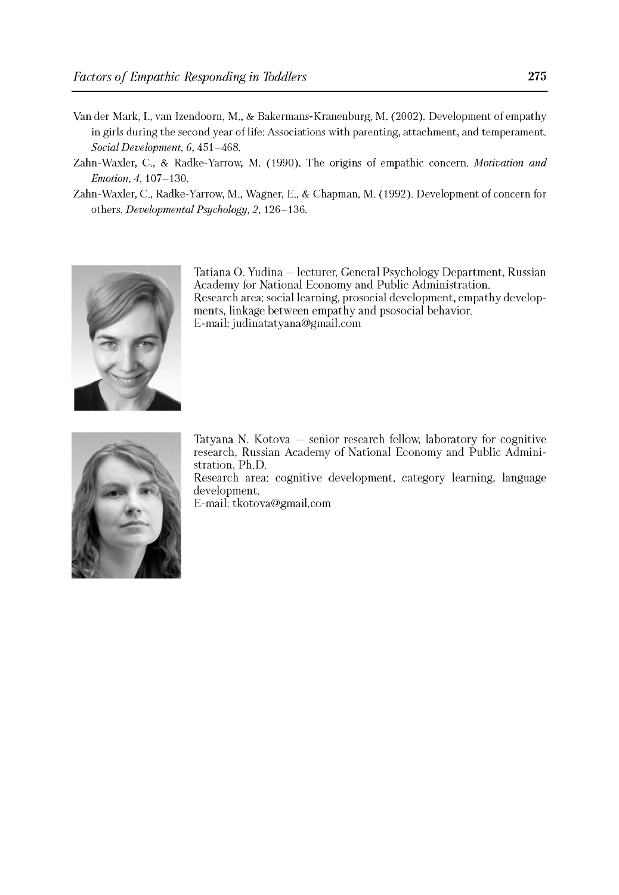Van der Mark, I., van Izendoorn, M., & Bakermans-Kranenburg, M. (2002). Development of empathy in girls during the second year of life: Associations with parenting, attachment, and temperament. *Social Development*, *6*, 451–468.

Zahn-Waxler, C., & Radke-Yarrow, M. (1990). The origins of empathic concern. *Motivation and Emotion*, *4*, 107–130.

Zahn-Waxler, C., Radke-Yarrow, M., Wagner, E., & Chapman, M. (1992). Development of concern for others. *Developmental Psychology*, *2*, 126–136.

Tatiana O. Yudina — lecturer, General Psychology Department, Russian Academy for National Economy and Public Administration.
Research area: social learning, prosocial development, empathy developments, linkage between empathy and psosocial behavior.
E-mail: judinatatyana@gmail.com

Tatyana N. Kotova — senior research fellow, laboratory for cognitive research, Russian Academy of National Economy and Public Administration, Ph.D.
Research area: cognitive development, category learning, language development.
E-mail: tkotova@gmail.com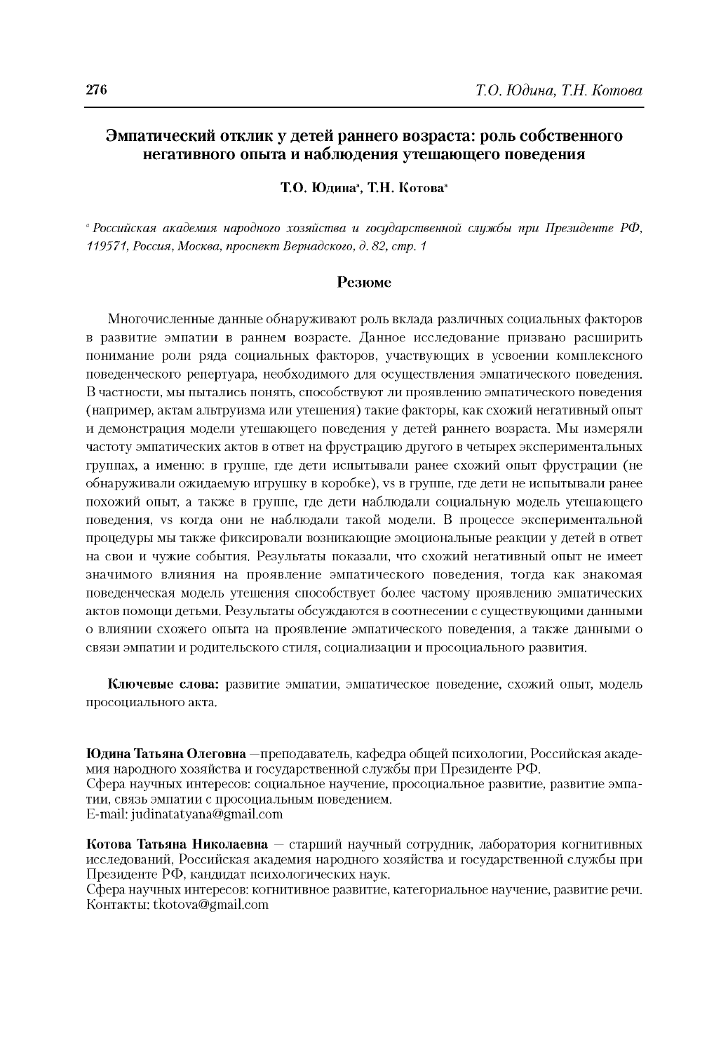# Эмпатический отклик у детей раннего возраста: роль собственного негативного опыта и наблюдения утешающего поведения

**Т.О. Юдина[a], Т.Н. Котова[a]**

*[a] Российская академия народного хозяйства и государственной службы при Президенте РФ, 119571, Россия, Москва, проспект Вернадского, д. 82, стр. 1*

## Резюме

Многочисленные данные обнаруживают роль вклада различных социальных факторов в развитие эмпатии в раннем возрасте. Данное исследование призвано расширить понимание роли ряда социальных факторов, участвующих в усвоении комплексного поведенческого репертуара, необходимого для осуществления эмпатического поведения. В частности, мы пытались понять, способствуют ли проявлению эмпатического поведения (например, актам альтруизма или утешения) такие факторы, как схожий негативный опыт и демонстрация модели утешающего поведения у детей раннего возраста. Мы измеряли частоту эмпатических актов в ответ на фрустрацию другого в четырех экспериментальных группах, а именно: в группе, где дети испытывали ранее схожий опыт фрустрации (не обнаруживали ожидаемую игрушку в коробке), vs в группе, где дети не испытывали ранее похожий опыт, а также в группе, где дети наблюдали социальную модель утешающего поведения, vs когда они не наблюдали такой модели. В процессе экспериментальной процедуры мы также фиксировали возникающие эмоциональные реакции у детей в ответ на свои и чужие события. Результаты показали, что схожий негативный опыт не имеет значимого влияния на проявление эмпатического поведения, тогда как знакомая поведенческая модель утешения способствует более частому проявлению эмпатических актов помощи детьми. Результаты обсуждаются в соотнесении с существующими данными о влиянии схожего опыта на проявление эмпатического поведения, а также данными о связи эмпатии и родительского стиля, социализации и просоциального развития.

**Ключевые слова:** развитие эмпатии, эмпатическое поведение, схожий опыт, модель просоциального акта.

**Юдина Татьяна Олеговна** —преподаватель, кафедра общей психологии, Российская академия народного хозяйства и государственной службы при Президенте РФ.
Сфера научных интересов: социальное научение, просоциальное развитие, развитие эмпатии, связь эмпатии с просоциальным поведением.
E-mail: judinatatyana@gmail.com

**Котова Татьяна Николаевна** — старший научный сотрудник, лаборатория когнитивных исследований, Российская академия народного хозяйства и государственной службы при Президенте РФ, кандидат психологических наук.
Сфера научных интересов: когнитивное развитие, категориальное научение, развитие речи.
Контакты: tkotova@gmail.com